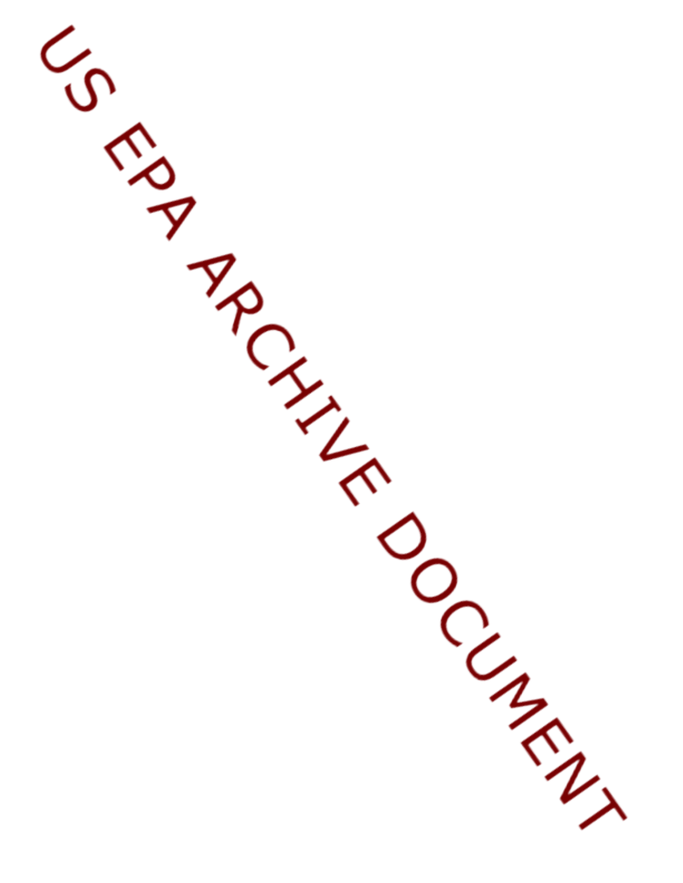US EPA ARCHIVE DOCUMENT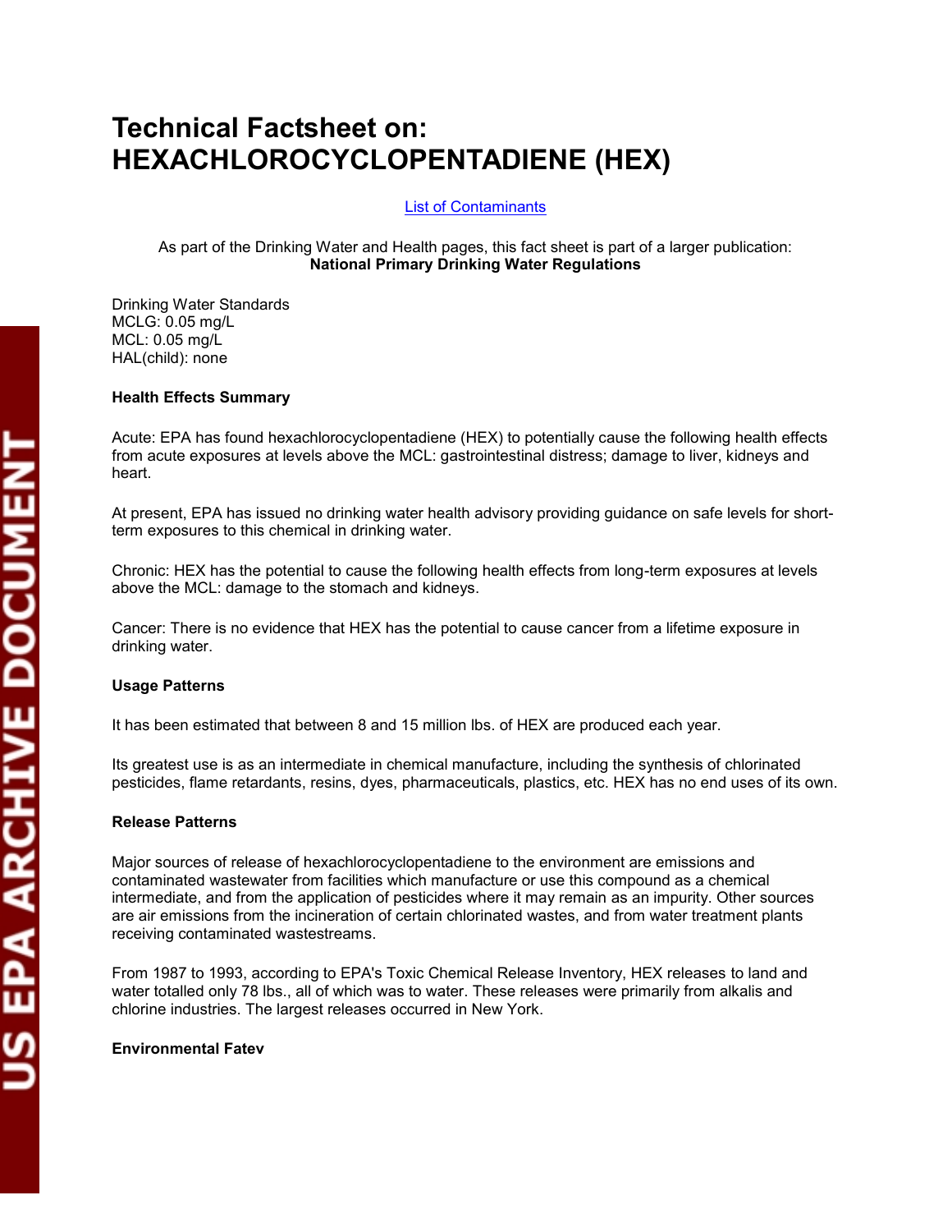# Technical Factsheet on: HEXACHLOROCYCLOPENTADIENE (HEX)

List of Contaminants

As part of the Drinking Water and Health pages, this fact sheet is part of a larger publication:
**National Primary Drinking Water Regulations**

Drinking Water Standards
MCLG: 0.05 mg/L
MCL: 0.05 mg/L
HAL(child): none

### Health Effects Summary

Acute: EPA has found hexachlorocyclopentadiene (HEX) to potentially cause the following health effects from acute exposures at levels above the MCL: gastrointestinal distress; damage to liver, kidneys and heart.

At present, EPA has issued no drinking water health advisory providing guidance on safe levels for short-term exposures to this chemical in drinking water.

Chronic: HEX has the potential to cause the following health effects from long-term exposures at levels above the MCL: damage to the stomach and kidneys.

Cancer: There is no evidence that HEX has the potential to cause cancer from a lifetime exposure in drinking water.

### Usage Patterns

It has been estimated that between 8 and 15 million lbs. of HEX are produced each year.

Its greatest use is as an intermediate in chemical manufacture, including the synthesis of chlorinated pesticides, flame retardants, resins, dyes, pharmaceuticals, plastics, etc. HEX has no end uses of its own.

### Release Patterns

Major sources of release of hexachlorocyclopentadiene to the environment are emissions and contaminated wastewater from facilities which manufacture or use this compound as a chemical intermediate, and from the application of pesticides where it may remain as an impurity. Other sources are air emissions from the incineration of certain chlorinated wastes, and from water treatment plants receiving contaminated wastestreams.

From 1987 to 1993, according to EPA's Toxic Chemical Release Inventory, HEX releases to land and water totalled only 78 lbs., all of which was to water. These releases were primarily from alkalis and chlorine industries. The largest releases occurred in New York.

### Environmental Fatev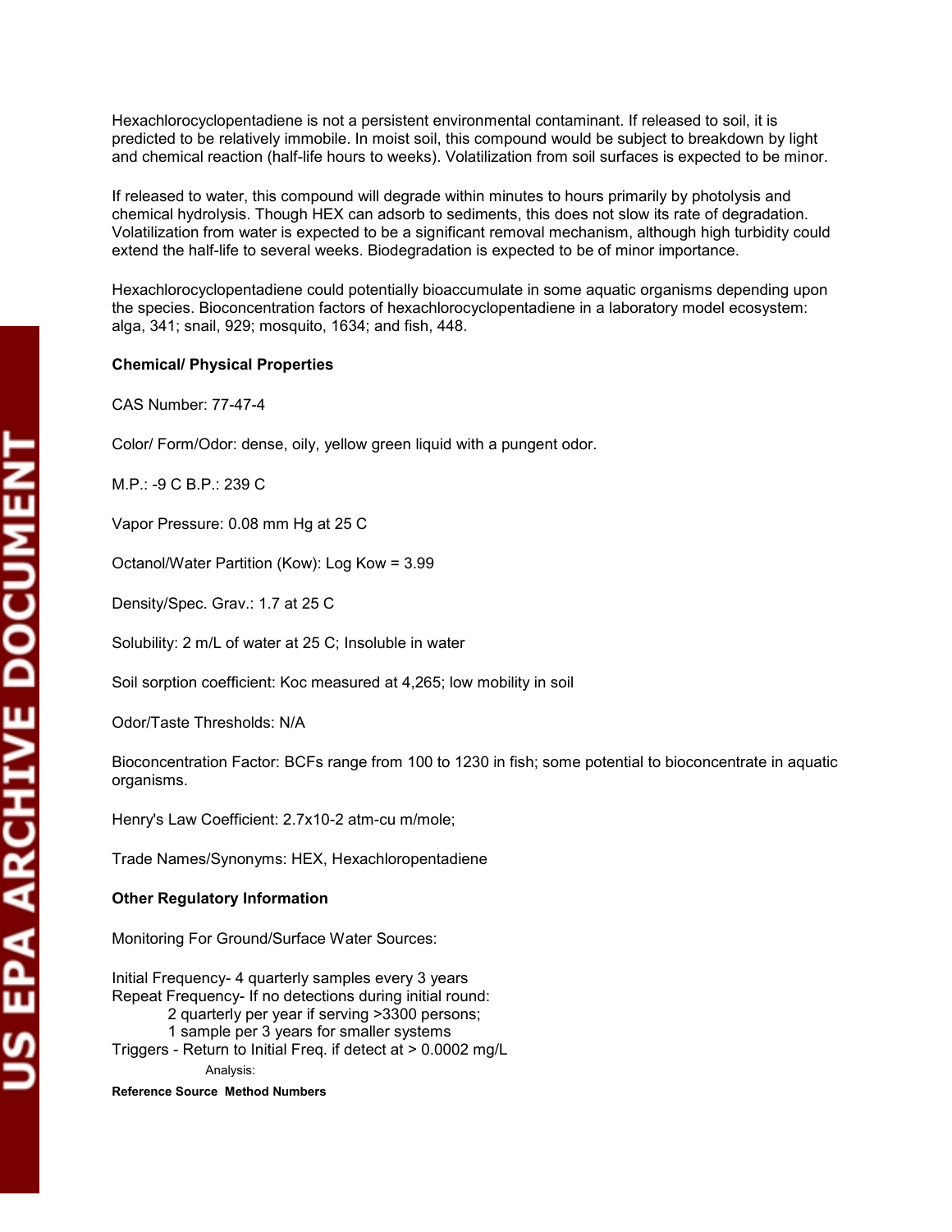Hexachlorocyclopentadiene is not a persistent environmental contaminant. If released to soil, it is predicted to be relatively immobile. In moist soil, this compound would be subject to breakdown by light and chemical reaction (half-life hours to weeks). Volatilization from soil surfaces is expected to be minor.

If released to water, this compound will degrade within minutes to hours primarily by photolysis and chemical hydrolysis. Though HEX can adsorb to sediments, this does not slow its rate of degradation. Volatilization from water is expected to be a significant removal mechanism, although high turbidity could extend the half-life to several weeks. Biodegradation is expected to be of minor importance.

Hexachlorocyclopentadiene could potentially bioaccumulate in some aquatic organisms depending upon the species. Bioconcentration factors of hexachlorocyclopentadiene in a laboratory model ecosystem: alga, 341; snail, 929; mosquito, 1634; and fish, 448.

**Chemical/ Physical Properties**

CAS Number: 77-47-4

Color/ Form/Odor: dense, oily, yellow green liquid with a pungent odor.

M.P.: -9 C B.P.: 239 C

Vapor Pressure: 0.08 mm Hg at 25 C

Octanol/Water Partition (Kow): Log Kow = 3.99

Density/Spec. Grav.: 1.7 at 25 C

Solubility: 2 m/L of water at 25 C; Insoluble in water

Soil sorption coefficient: Koc measured at 4,265; low mobility in soil

Odor/Taste Thresholds: N/A

Bioconcentration Factor: BCFs range from 100 to 1230 in fish; some potential to bioconcentrate in aquatic organisms.

Henry's Law Coefficient: $2.7 \times 10^{-2}$ atm-cu m/mole;

Trade Names/Synonyms: HEX, Hexachloropentadiene

**Other Regulatory Information**

Monitoring For Ground/Surface Water Sources:

Initial Frequency- 4 quarterly samples every 3 years
Repeat Frequency- If no detections during initial round:
 2 quarterly per year if serving >3300 persons;
 1 sample per 3 years for smaller systems
Triggers - Return to Initial Freq. if detect at > 0.0002 mg/L

Analysis:

**Reference Source Method Numbers**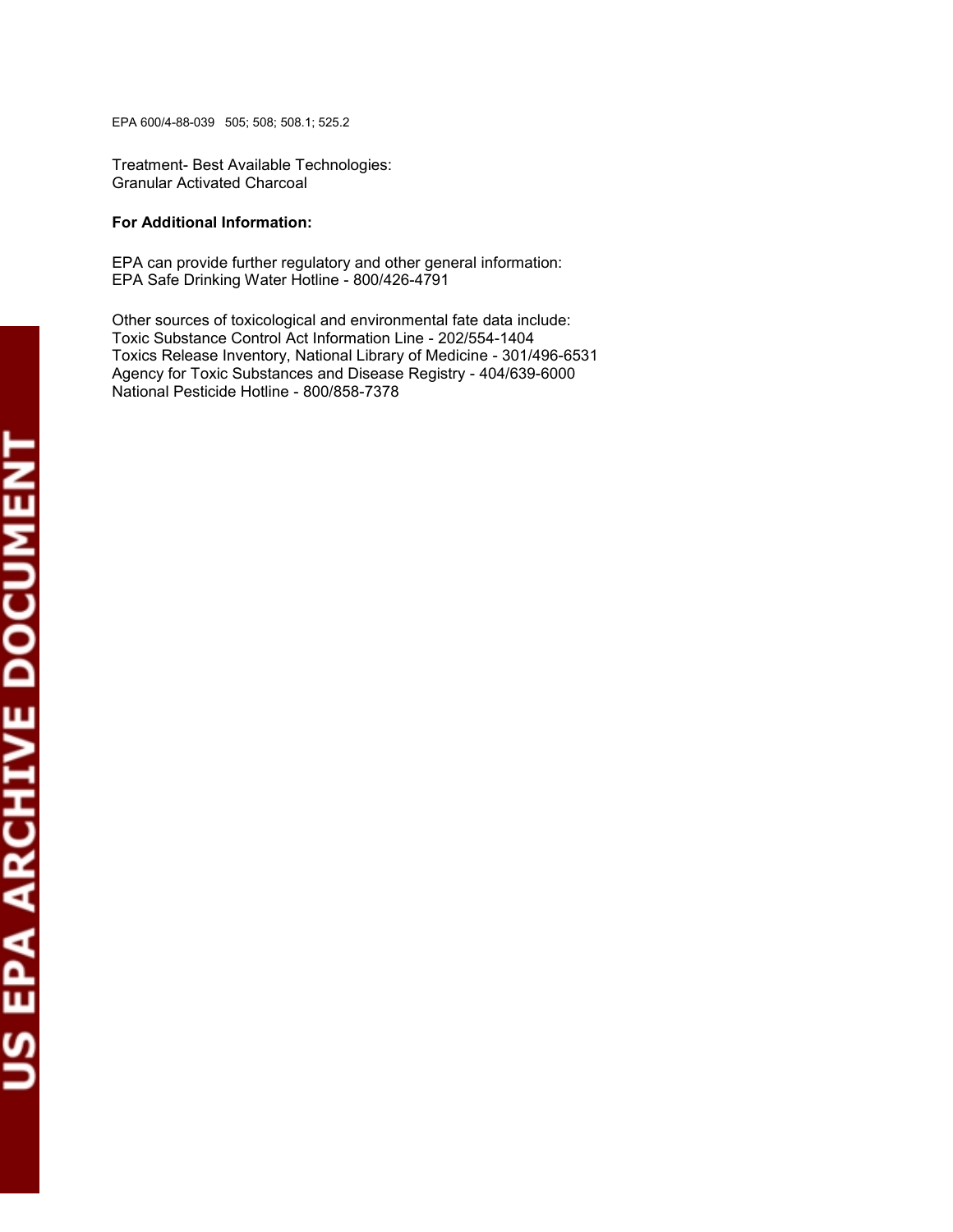EPA 600/4-88-039   505; 508; 508.1; 525.2

Treatment- Best Available Technologies:
Granular Activated Charcoal

**For Additional Information:**

EPA can provide further regulatory and other general information:
EPA Safe Drinking Water Hotline - 800/426-4791

Other sources of toxicological and environmental fate data include:
Toxic Substance Control Act Information Line - 202/554-1404
Toxics Release Inventory, National Library of Medicine - 301/496-6531
Agency for Toxic Substances and Disease Registry - 404/639-6000
National Pesticide Hotline - 800/858-7378